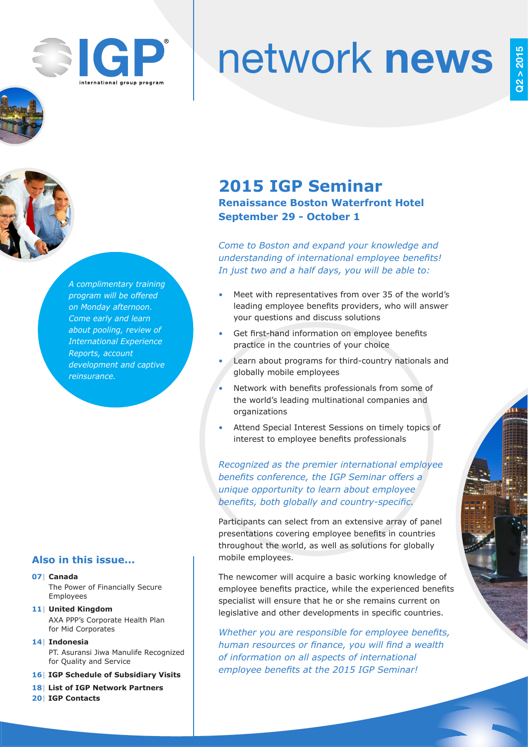# network news

Q2 > 2015

## 2015 IGP Seminar

**Renaissance Boston Waterfront Hotel**
**September 29 - October 1**

*Come to Boston and expand your knowledge and understanding of international employee benefits! In just two and a half days, you will be able to:*

- Meet with representatives from over 35 of the world's leading employee benefits providers, who will answer your questions and discuss solutions
- Get first-hand information on employee benefits practice in the countries of your choice
- Learn about programs for third-country nationals and globally mobile employees
- Network with benefits professionals from some of the world's leading multinational companies and organizations
- Attend Special Interest Sessions on timely topics of interest to employee benefits professionals

*Recognized as the premier international employee benefits conference, the IGP Seminar offers a unique opportunity to learn about employee benefits, both globally and country-specific.*

Participants can select from an extensive array of panel presentations covering employee benefits in countries throughout the world, as well as solutions for globally mobile employees.

The newcomer will acquire a basic working knowledge of employee benefits practice, while the experienced benefits specialist will ensure that he or she remains current on legislative and other developments in specific countries.

*Whether you are responsible for employee benefits, human resources or finance, you will find a wealth of information on all aspects of international employee benefits at the 2015 IGP Seminar!*

*A complimentary training program will be offered on Monday afternoon. Come early and learn about pooling, review of International Experience Reports, account development and captive reinsurance.*

### Also in this issue...

- **07 | Canada**
  The Power of Financially Secure Employees
- **11 | United Kingdom**
  AXA PPP's Corporate Health Plan for Mid Corporates
- **14 | Indonesia**
  PT. Asuransi Jiwa Manulife Recognized for Quality and Service
- **16 | IGP Schedule of Subsidiary Visits**
- **18 | List of IGP Network Partners**
- **20 | IGP Contacts**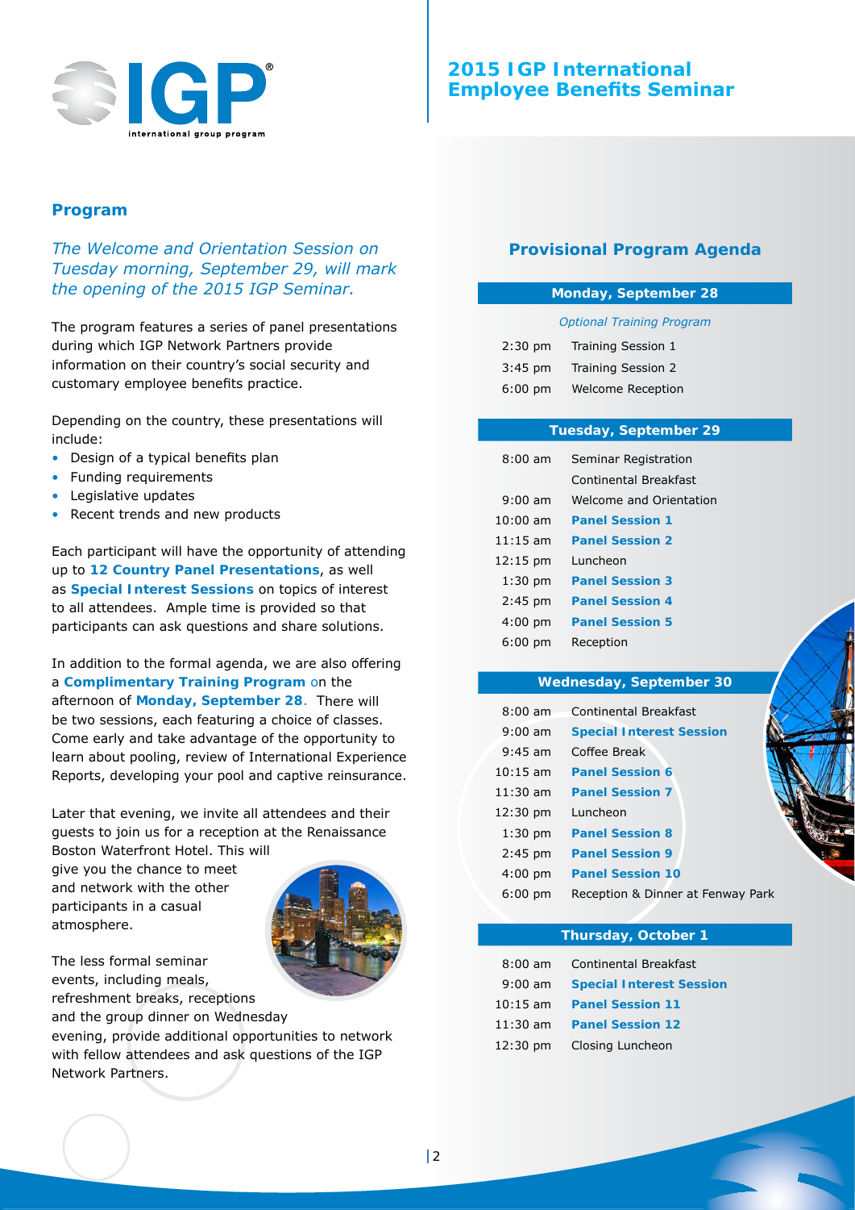# 2015 IGP International Employee Benefits Seminar

## Program

*The Welcome and Orientation Session on Tuesday morning, September 29, will mark the opening of the 2015 IGP Seminar.*

The program features a series of panel presentations during which IGP Network Partners provide information on their country's social security and customary employee benefits practice.

Depending on the country, these presentations will include:

- Design of a typical benefits plan
- Funding requirements
- Legislative updates
- Recent trends and new products

Each participant will have the opportunity of attending up to **12 Country Panel Presentations**, as well as **Special Interest Sessions** on topics of interest to all attendees. Ample time is provided so that participants can ask questions and share solutions.

In addition to the formal agenda, we are also offering a **Complimentary Training Program** on the afternoon of **Monday, September 28**. There will be two sessions, each featuring a choice of classes. Come early and take advantage of the opportunity to learn about pooling, review of International Experience Reports, developing your pool and captive reinsurance.

Later that evening, we invite all attendees and their guests to join us for a reception at the Renaissance Boston Waterfront Hotel. This will give you the chance to meet and network with the other participants in a casual atmosphere.

The less formal seminar events, including meals, refreshment breaks, receptions and the group dinner on Wednesday evening, provide additional opportunities to network with fellow attendees and ask questions of the IGP Network Partners.

## Provisional Program Agenda

### Monday, September 28

*Optional Training Program*

| | |
|---|---|
| 2:30 pm | Training Session 1 |
| 3:45 pm | Training Session 2 |
| 6:00 pm | Welcome Reception |

### Tuesday, September 29

| | |
|---|---|
| 8:00 am | Seminar Registration |
| | Continental Breakfast |
| 9:00 am | Welcome and Orientation |
| 10:00 am | **Panel Session 1** |
| 11:15 am | **Panel Session 2** |
| 12:15 pm | Luncheon |
| 1:30 pm | **Panel Session 3** |
| 2:45 pm | **Panel Session 4** |
| 4:00 pm | **Panel Session 5** |
| 6:00 pm | Reception |

### Wednesday, September 30

| | |
|---|---|
| 8:00 am | Continental Breakfast |
| 9:00 am | **Special Interest Session** |
| 9:45 am | Coffee Break |
| 10:15 am | **Panel Session 6** |
| 11:30 am | **Panel Session 7** |
| 12:30 pm | Luncheon |
| 1:30 pm | **Panel Session 8** |
| 2:45 pm | **Panel Session 9** |
| 4:00 pm | **Panel Session 10** |
| 6:00 pm | Reception & Dinner at Fenway Park |

### Thursday, October 1

| | |
|---|---|
| 8:00 am | Continental Breakfast |
| 9:00 am | **Special Interest Session** |
| 10:15 am | **Panel Session 11** |
| 11:30 am | **Panel Session 12** |
| 12:30 pm | Closing Luncheon |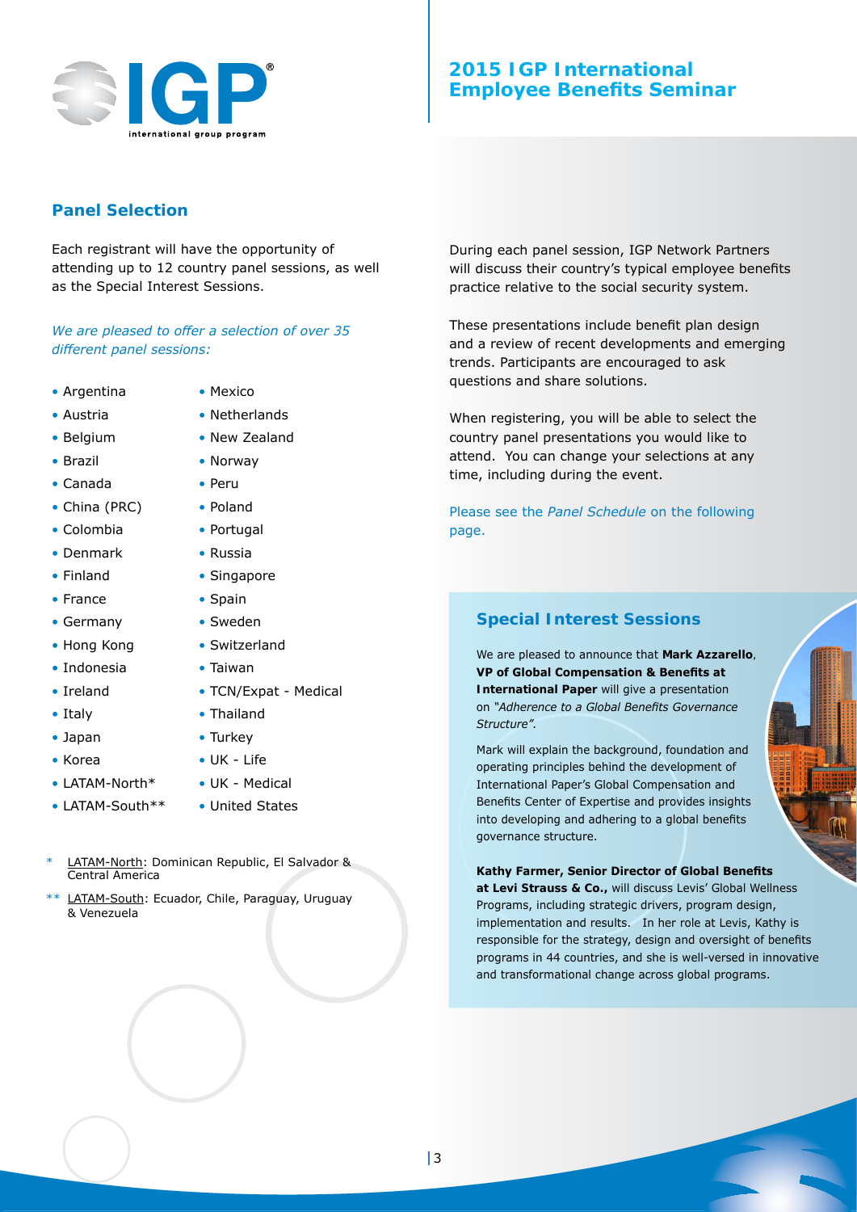## Panel Selection

Each registrant will have the opportunity of attending up to 12 country panel sessions, as well as the Special Interest Sessions.

*We are pleased to offer a selection of over 35 different panel sessions:*

- Argentina
- Austria
- Belgium
- Brazil
- Canada
- China (PRC)
- Colombia
- Denmark
- Finland
- France
- Germany
- Hong Kong
- Indonesia
- Ireland
- Italy
- Japan
- Korea
- LATAM-North*
- LATAM-South**
- Mexico
- Netherlands
- New Zealand
- Norway
- Peru
- Poland
- Portugal
- Russia
- Singapore
- Spain
- Sweden
- Switzerland
- Taiwan
- TCN/Expat - Medical
- Thailand
- Turkey
- UK - Life
- UK - Medical
- United States

\* LATAM-North: Dominican Republic, El Salvador & Central America

\*\* LATAM-South: Ecuador, Chile, Paraguay, Uruguay & Venezuela

During each panel session, IGP Network Partners will discuss their country's typical employee benefits practice relative to the social security system.

These presentations include benefit plan design and a review of recent developments and emerging trends. Participants are encouraged to ask questions and share solutions.

When registering, you will be able to select the country panel presentations you would like to attend. You can change your selections at any time, including during the event.

Please see the *Panel Schedule* on the following page.

## Special Interest Sessions

We are pleased to announce that **Mark Azzarello**, **VP of Global Compensation & Benefits at International Paper** will give a presentation on *"Adherence to a Global Benefits Governance Structure"*.

Mark will explain the background, foundation and operating principles behind the development of International Paper's Global Compensation and Benefits Center of Expertise and provides insights into developing and adhering to a global benefits governance structure.

**Kathy Farmer, Senior Director of Global Benefits at Levi Strauss & Co.,** will discuss Levis' Global Wellness Programs, including strategic drivers, program design, implementation and results. In her role at Levis, Kathy is responsible for the strategy, design and oversight of benefits programs in 44 countries, and she is well-versed in innovative and transformational change across global programs.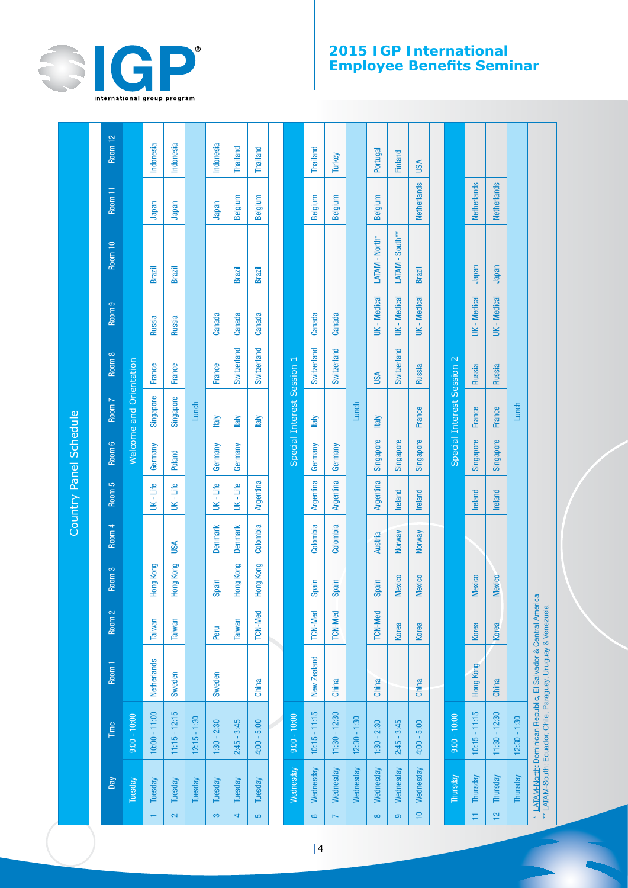# 2015 IGP International Employee Benefits Seminar

## Country Panel Schedule

| | Day | Time | Room 1 | Room 2 | Room 3 | Room 4 | Room 5 | Room 6 | Room 7 | Room 8 | Room 9 | Room 10 | Room 11 | Room 12 |
|---|---|---|---|---|---|---|---|---|---|---|---|---|---|---|
| | Tuesday | 9:00 - 10:00 | Welcome and Orientation | | | | | | | | | | | |
| 1 | Tuesday | 10:00 - 11:00 | Netherlands | Taiwan | Hong Kong | | UK - Life | Germany | Singapore | France | Russia | Brazil | Japan | Indonesia |
| 2 | Tuesday | 11:15 - 12:15 | Sweden | Taiwan | Hong Kong | USA | UK - Life | Poland | Singapore | France | Russia | Brazil | Japan | Indonesia |
| | Tuesday | 12:15 - 1:30 | Lunch | | | | | | | | | | | |
| 3 | Tuesday | 1:30 - 2:30 | Sweden | Peru | Spain | Denmark | UK - Life | Germany | Italy | France | Canada | | Japan | Indonesia |
| 4 | Tuesday | 2:45 - 3:45 | | Taiwan | Hong Kong | Denmark | UK - Life | Germany | Italy | Switzerland | Canada | Brazil | Belgium | Thailand |
| 5 | Tuesday | 4:00 - 5:00 | China | TCN-Med | Hong Kong | Colombia | Argentina | | Italy | Switzerland | Canada | Brazil | Belgium | Thailand |
| | Wednesday | 9:00 - 10:00 | Special Interest Session 1 | | | | | | | | | | | |
| 6 | Wednesday | 10:15 - 11:15 | New Zealand | TCN-Med | Spain | Colombia | Argentina | Germany | Italy | Switzerland | Canada | | Belgium | Thailand |
| 7 | Wednesday | 11:30 - 12:30 | China | TCN-Med | Spain | Colombia | Argentina | Germany | | Switzerland | Canada | | Belgium | Turkey |
| | Wednesday | 12:30 - 1:30 | Lunch | | | | | | | | | | | |
| 8 | Wednesday | 1:30 - 2:30 | China | TCN-Med | Spain | Austria | Argentina | Singapore | Italy | USA | UK - Medical | LATAM - North* | Belgium | Portugal |
| 9 | Wednesday | 2:45 - 3:45 | | Korea | Mexico | Norway | Ireland | Singapore | | Switzerland | UK - Medical | LATAM - South** | | Finland |
| 10 | Wednesday | 4:00 - 5:00 | China | Korea | Mexico | Norway | Ireland | Singapore | France | Russia | UK - Medical | Brazil | Netherlands | USA |
| | Thursday | 9:00 - 10:00 | Special Interest Session 2 | | | | | | | | | | | |
| 11 | Thursday | 10:15 - 11:15 | Hong Kong | Korea | Mexico | | Ireland | Singapore | France | Russia | UK - Medical | Japan | Netherlands | |
| 12 | Thursday | 11:30 - 12:30 | China | Korea | Mexico | | Ireland | Singapore | France | Russia | UK - Medical | Japan | Netherlands | |
| | Thursday | 12:30 - 1:30 | Lunch | | | | | | | | | | | |

\* LATAM-North: Dominican Republic, El Salvador & Central America
** LATAM-South: Ecuador, Chile, Paraguay, Uruguay & Venezuela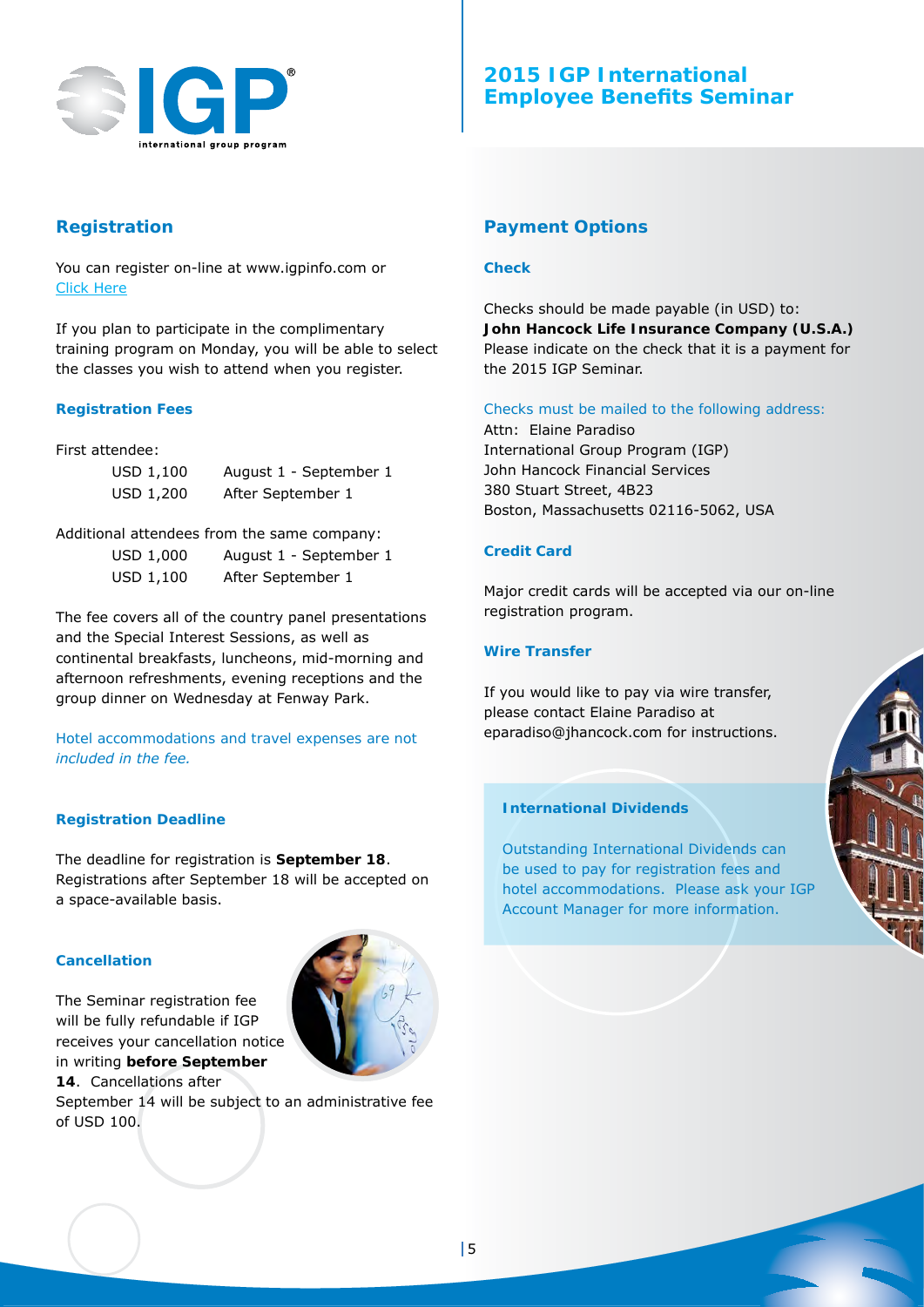# 2015 IGP International Employee Benefits Seminar

## Registration

You can register on-line at www.igpinfo.com or Click Here

If you plan to participate in the complimentary training program on Monday, you will be able to select the classes you wish to attend when you register.

### Registration Fees

First attendee:

| | |
|---|---|
| USD 1,100 | August 1 - September 1 |
| USD 1,200 | After September 1 |

Additional attendees from the same company:

| | |
|---|---|
| USD 1,000 | August 1 - September 1 |
| USD 1,100 | After September 1 |

The fee covers all of the country panel presentations and the Special Interest Sessions, as well as continental breakfasts, luncheons, mid-morning and afternoon refreshments, evening receptions and the group dinner on Wednesday at Fenway Park.

*Hotel accommodations and travel expenses are not included in the fee.*

### Registration Deadline

The deadline for registration is **September 18**. Registrations after September 18 will be accepted on a space-available basis.

### Cancellation

The Seminar registration fee will be fully refundable if IGP receives your cancellation notice in writing **before September 14**. Cancellations after September 14 will be subject to an administrative fee of USD 100.

## Payment Options

### Check

Checks should be made payable (in USD) to:
**John Hancock Life Insurance Company (U.S.A.)**
Please indicate on the check that it is a payment for the 2015 IGP Seminar.

Checks must be mailed to the following address:
Attn: Elaine Paradiso
International Group Program (IGP)
John Hancock Financial Services
380 Stuart Street, 4B23
Boston, Massachusetts 02116-5062, USA

### Credit Card

Major credit cards will be accepted via our on-line registration program.

### Wire Transfer

If you would like to pay via wire transfer, please contact Elaine Paradiso at eparadiso@jhancock.com for instructions.

### International Dividends

Outstanding International Dividends can be used to pay for registration fees and hotel accommodations. Please ask your IGP Account Manager for more information.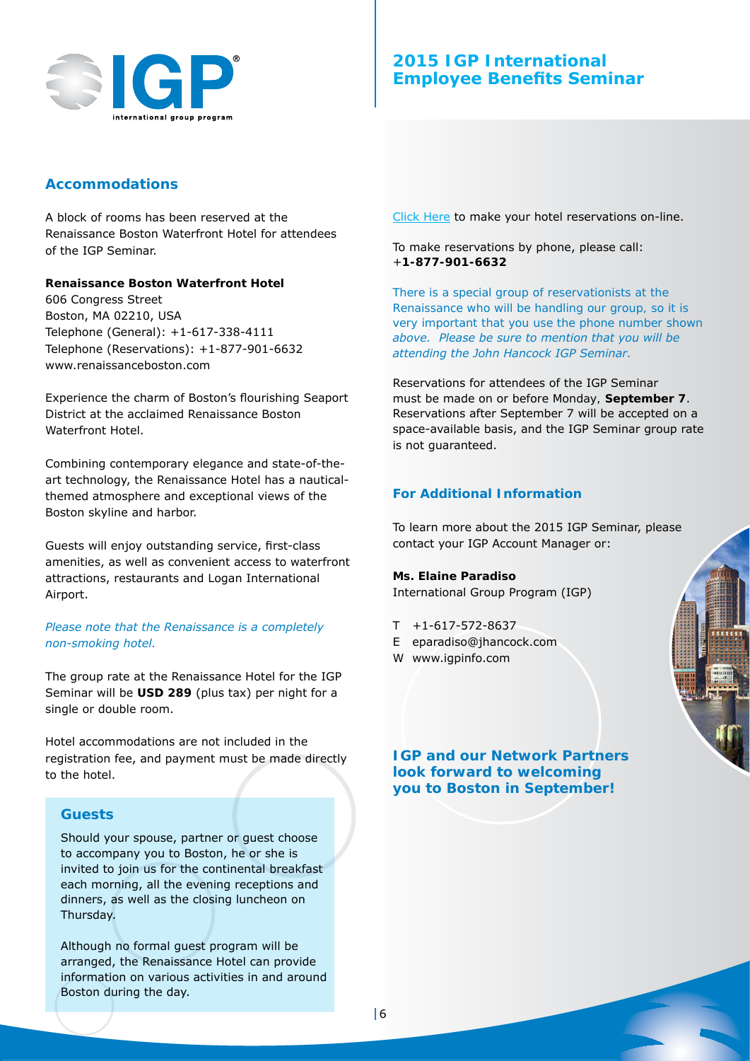# 2015 IGP International Employee Benefits Seminar

## Accommodations

A block of rooms has been reserved at the Renaissance Boston Waterfront Hotel for attendees of the IGP Seminar.

**Renaissance Boston Waterfront Hotel**
606 Congress Street
Boston, MA 02210, USA
Telephone (General): +1-617-338-4111
Telephone (Reservations): +1-877-901-6632
www.renaissanceboston.com

Experience the charm of Boston's flourishing Seaport District at the acclaimed Renaissance Boston Waterfront Hotel.

Combining contemporary elegance and state-of-the-art technology, the Renaissance Hotel has a nautical-themed atmosphere and exceptional views of the Boston skyline and harbor.

Guests will enjoy outstanding service, first-class amenities, as well as convenient access to waterfront attractions, restaurants and Logan International Airport.

*Please note that the Renaissance is a completely non-smoking hotel.*

The group rate at the Renaissance Hotel for the IGP Seminar will be **USD 289** (plus tax) per night for a single or double room.

Hotel accommodations are not included in the registration fee, and payment must be made directly to the hotel.

### Guests

Should your spouse, partner or guest choose to accompany you to Boston, he or she is invited to join us for the continental breakfast each morning, all the evening receptions and dinners, as well as the closing luncheon on Thursday.

Although no formal guest program will be arranged, the Renaissance Hotel can provide information on various activities in and around Boston during the day.

Click Here to make your hotel reservations on-line.

To make reservations by phone, please call:
**+1-877-901-6632**

There is a special group of reservationists at the Renaissance who will be handling our group, so it is very important that you use the phone number shown above. *Please be sure to mention that you will be attending the John Hancock IGP Seminar.*

Reservations for attendees of the IGP Seminar must be made on or before Monday, **September 7**. Reservations after September 7 will be accepted on a space-available basis, and the IGP Seminar group rate is not guaranteed.

## For Additional Information

To learn more about the 2015 IGP Seminar, please contact your IGP Account Manager or:

**Ms. Elaine Paradiso**
International Group Program (IGP)

T +1-617-572-8637
E eparadiso@jhancock.com
W www.igpinfo.com

**IGP and our Network Partners look forward to welcoming you to Boston in September!**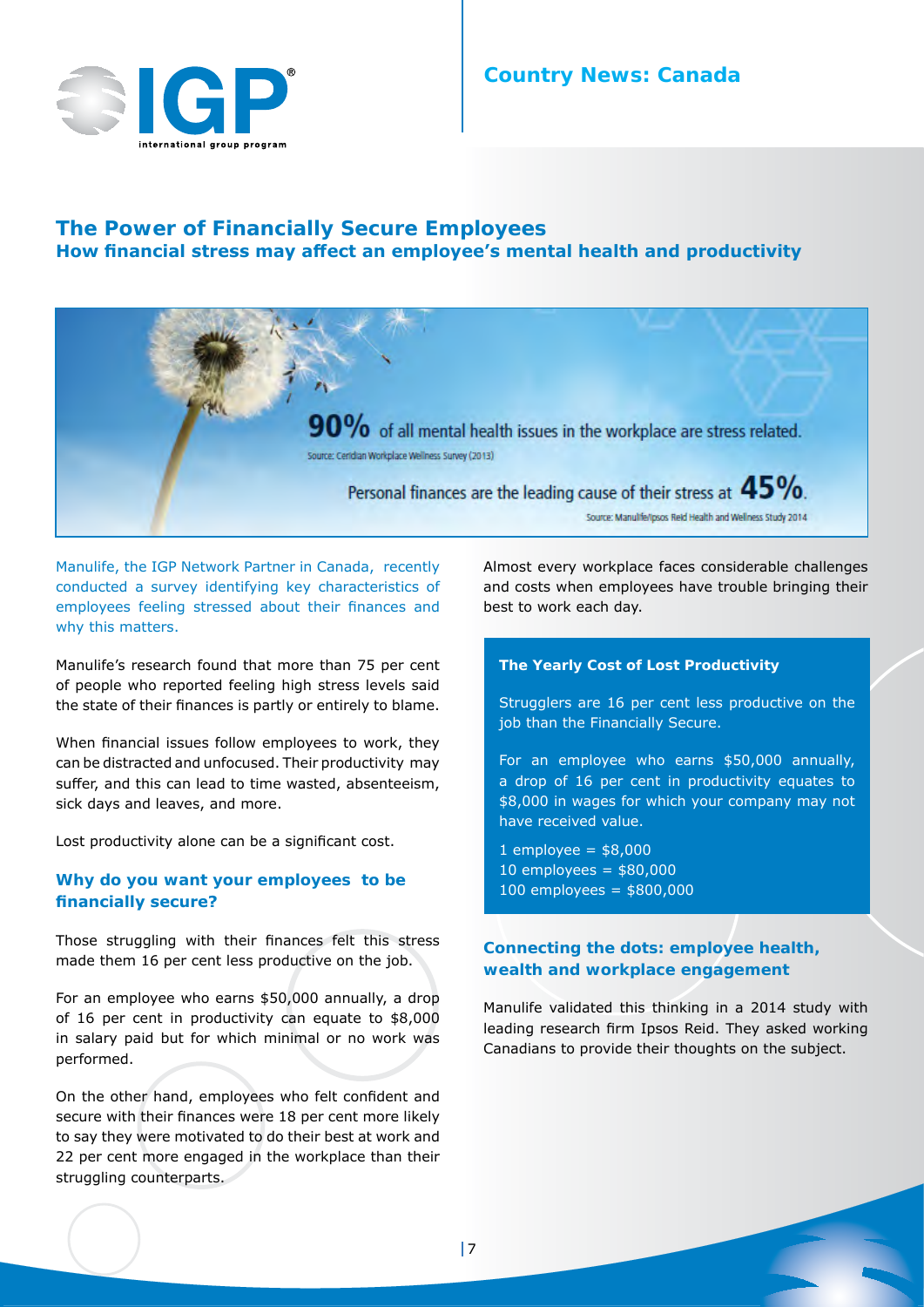## Country News: Canada

# The Power of Financially Secure Employees

## How financial stress may affect an employee's mental health and productivity

**90%** of all mental health issues in the workplace are stress related.

Source: Ceridian Workplace Wellness Survey (2013)

Personal finances are the leading cause of their stress at **45%**.

Source: Manulife/Ipsos Reid Health and Wellness Study 2014

Manulife, the IGP Network Partner in Canada, recently conducted a survey identifying key characteristics of employees feeling stressed about their finances and why this matters.

Manulife's research found that more than 75 per cent of people who reported feeling high stress levels said the state of their finances is partly or entirely to blame.

When financial issues follow employees to work, they can be distracted and unfocused. Their productivity may suffer, and this can lead to time wasted, absenteeism, sick days and leaves, and more.

Lost productivity alone can be a significant cost.

### Why do you want your employees to be financially secure?

Those struggling with their finances felt this stress made them 16 per cent less productive on the job.

For an employee who earns $50,000 annually, a drop of 16 per cent in productivity can equate to $8,000 in salary paid but for which minimal or no work was performed.

On the other hand, employees who felt confident and secure with their finances were 18 per cent more likely to say they were motivated to do their best at work and 22 per cent more engaged in the workplace than their struggling counterparts.

Almost every workplace faces considerable challenges and costs when employees have trouble bringing their best to work each day.

**The Yearly Cost of Lost Productivity**

Strugglers are 16 per cent less productive on the job than the Financially Secure.

For an employee who earns $50,000 annually, a drop of 16 per cent in productivity equates to $8,000 in wages for which your company may not have received value.

1 employee = $8,000
10 employees = $80,000
100 employees = $800,000

### Connecting the dots: employee health, wealth and workplace engagement

Manulife validated this thinking in a 2014 study with leading research firm Ipsos Reid. They asked working Canadians to provide their thoughts on the subject.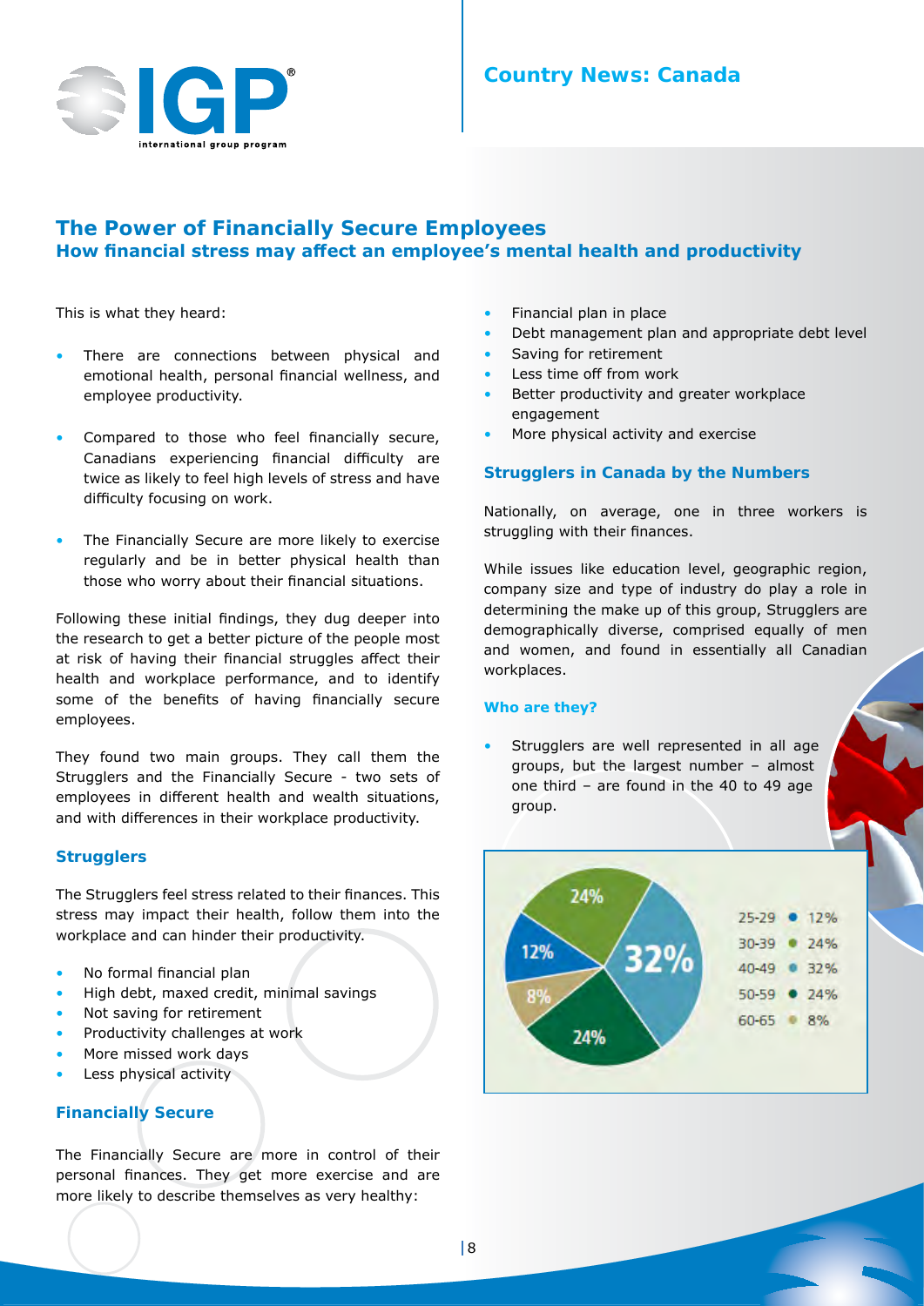## Country News: Canada

# The Power of Financially Secure Employees

## How financial stress may affect an employee's mental health and productivity

This is what they heard:

- There are connections between physical and emotional health, personal financial wellness, and employee productivity.
- Compared to those who feel financially secure, Canadians experiencing financial difficulty are twice as likely to feel high levels of stress and have difficulty focusing on work.
- The Financially Secure are more likely to exercise regularly and be in better physical health than those who worry about their financial situations.

Following these initial findings, they dug deeper into the research to get a better picture of the people most at risk of having their financial struggles affect their health and workplace performance, and to identify some of the benefits of having financially secure employees.

They found two main groups. They call them the Strugglers and the Financially Secure - two sets of employees in different health and wealth situations, and with differences in their workplace productivity.

### Strugglers

The Strugglers feel stress related to their finances. This stress may impact their health, follow them into the workplace and can hinder their productivity.

- No formal financial plan
- High debt, maxed credit, minimal savings
- Not saving for retirement
- Productivity challenges at work
- More missed work days
- Less physical activity

### Financially Secure

The Financially Secure are more in control of their personal finances. They get more exercise and are more likely to describe themselves as very healthy:

- Financial plan in place
- Debt management plan and appropriate debt level
- Saving for retirement
- Less time off from work
- Better productivity and greater workplace engagement
- More physical activity and exercise

### Strugglers in Canada by the Numbers

Nationally, on average, one in three workers is struggling with their finances.

While issues like education level, geographic region, company size and type of industry do play a role in determining the make up of this group, Strugglers are demographically diverse, comprised equally of men and women, and found in essentially all Canadian workplaces.

#### Who are they?

- Strugglers are well represented in all age groups, but the largest number – almost one third – are found in the 40 to 49 age group.

| Age group | Share |
|---|---|
| 25-29 | 12% |
| 30-39 | 24% |
| 40-49 | 32% |
| 50-59 | 24% |
| 60-65 | 8% |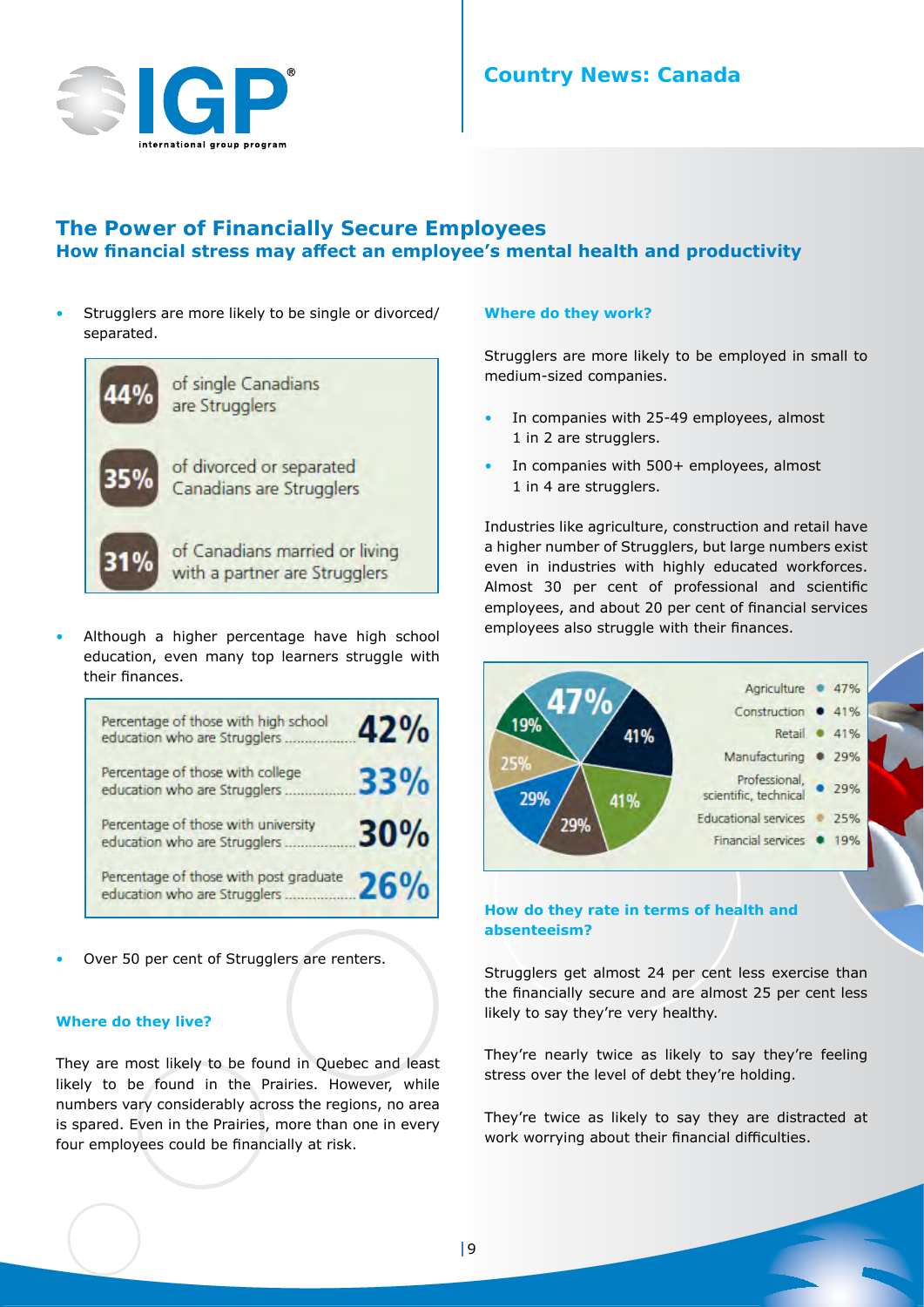## Country News: Canada

# The Power of Financially Secure Employees

## How financial stress may affect an employee's mental health and productivity

- Strugglers are more likely to be single or divorced/ separated.

| | |
|---|---|
| 44% | of single Canadians are Strugglers |
| 35% | of divorced or separated Canadians are Strugglers |
| 31% | of Canadians married or living with a partner are Strugglers |

- Although a higher percentage have high school education, even many top learners struggle with their finances.

| | |
|---|---|
| Percentage of those with high school education who are Strugglers | 42% |
| Percentage of those with college education who are Strugglers | 33% |
| Percentage of those with university education who are Strugglers | 30% |
| Percentage of those with post graduate education who are Strugglers | 26% |

- Over 50 per cent of Strugglers are renters.

### Where do they live?

They are most likely to be found in Quebec and least likely to be found in the Prairies. However, while numbers vary considerably across the regions, no area is spared. Even in the Prairies, more than one in every four employees could be financially at risk.

### Where do they work?

Strugglers are more likely to be employed in small to medium-sized companies.

- In companies with 25-49 employees, almost 1 in 2 are strugglers.
- In companies with 500+ employees, almost 1 in 4 are strugglers.

Industries like agriculture, construction and retail have a higher number of Strugglers, but large numbers exist even in industries with highly educated workforces. Almost 30 per cent of professional and scientific employees, and about 20 per cent of financial services employees also struggle with their finances.

| Industry | % |
|---|---|
| Agriculture | 47% |
| Construction | 41% |
| Retail | 41% |
| Manufacturing | 29% |
| Professional, scientific, technical | 29% |
| Educational services | 25% |
| Financial services | 19% |

### How do they rate in terms of health and absenteeism?

Strugglers get almost 24 per cent less exercise than the financially secure and are almost 25 per cent less likely to say they're very healthy.

They're nearly twice as likely to say they're feeling stress over the level of debt they're holding.

They're twice as likely to say they are distracted at work worrying about their financial difficulties.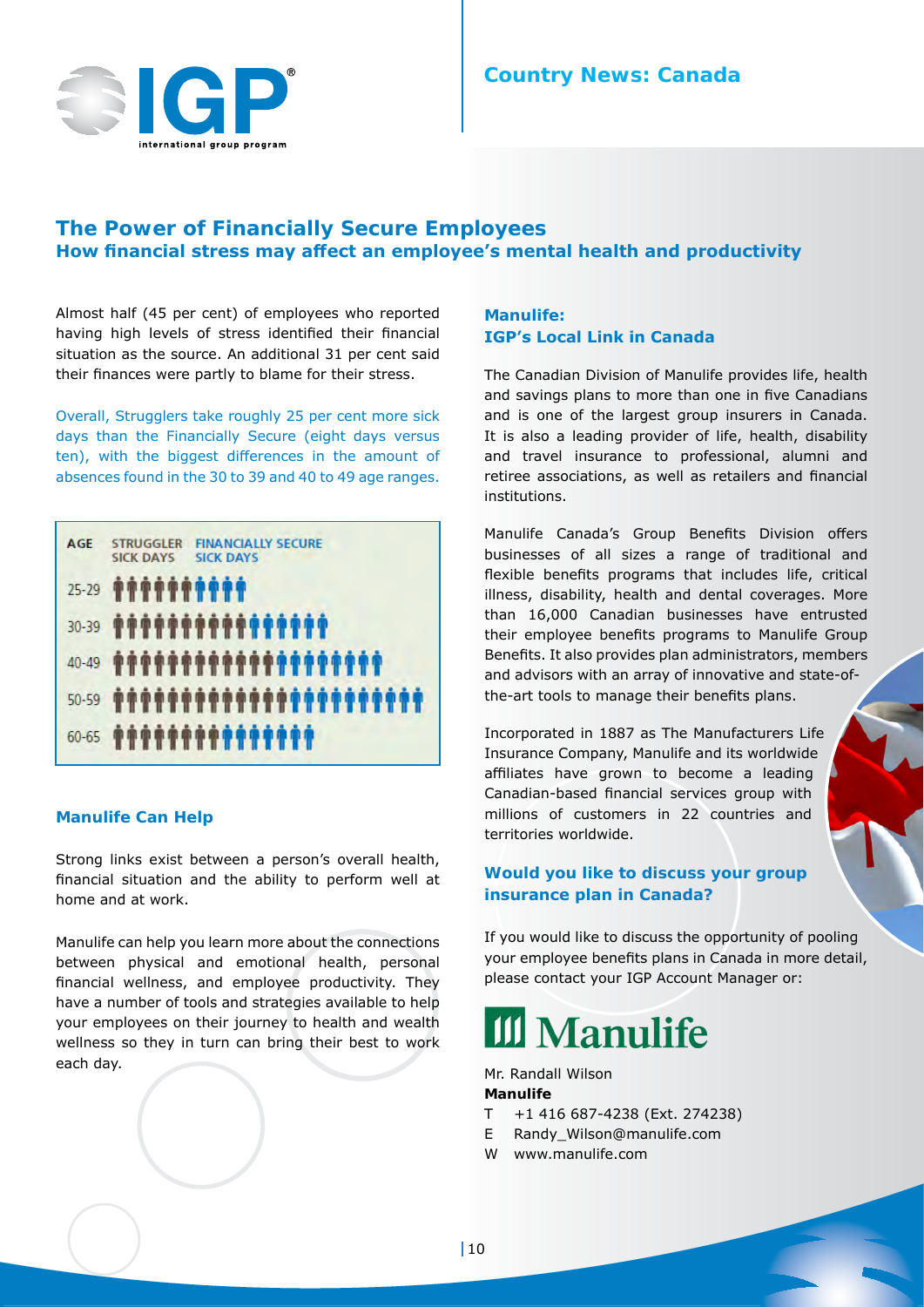## Country News: Canada

# The Power of Financially Secure Employees

## How financial stress may affect an employee's mental health and productivity

Almost half (45 per cent) of employees who reported having high levels of stress identified their financial situation as the source. An additional 31 per cent said their finances were partly to blame for their stress.

Overall, Strugglers take roughly 25 per cent more sick days than the Financially Secure (eight days versus ten), with the biggest differences in the amount of absences found in the 30 to 39 and 40 to 49 age ranges.

| AGE | STRUGGLER SICK DAYS | FINANCIALLY SECURE SICK DAYS |
|---|---|---|
| 25-29 | | |
| 30-39 | | |
| 40-49 | | |
| 50-59 | | |
| 60-65 | | |

### Manulife Can Help

Strong links exist between a person's overall health, financial situation and the ability to perform well at home and at work.

Manulife can help you learn more about the connections between physical and emotional health, personal financial wellness, and employee productivity. They have a number of tools and strategies available to help your employees on their journey to health and wealth wellness so they in turn can bring their best to work each day.

### Manulife: IGP's Local Link in Canada

The Canadian Division of Manulife provides life, health and savings plans to more than one in five Canadians and is one of the largest group insurers in Canada. It is also a leading provider of life, health, disability and travel insurance to professional, alumni and retiree associations, as well as retailers and financial institutions.

Manulife Canada's Group Benefits Division offers businesses of all sizes a range of traditional and flexible benefits programs that includes life, critical illness, disability, health and dental coverages. More than 16,000 Canadian businesses have entrusted their employee benefits programs to Manulife Group Benefits. It also provides plan administrators, members and advisors with an array of innovative and state-of-the-art tools to manage their benefits plans.

Incorporated in 1887 as The Manufacturers Life Insurance Company, Manulife and its worldwide affiliates have grown to become a leading Canadian-based financial services group with millions of customers in 22 countries and territories worldwide.

### Would you like to discuss your group insurance plan in Canada?

If you would like to discuss the opportunity of pooling your employee benefits plans in Canada in more detail, please contact your IGP Account Manager or:

Manulife

Mr. Randall Wilson
**Manulife**
T +1 416 687-4238 (Ext. 274238)
E Randy_Wilson@manulife.com
W www.manulife.com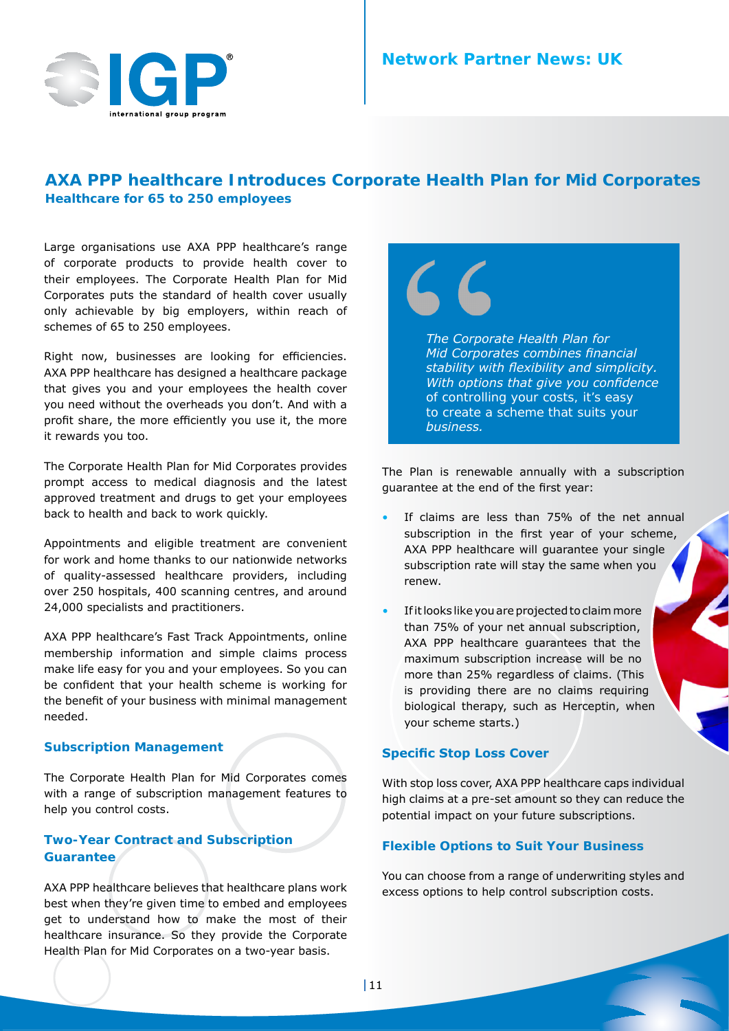# AXA PPP healthcare Introduces Corporate Health Plan for Mid Corporates

**Healthcare for 65 to 250 employees**

Large organisations use AXA PPP healthcare's range of corporate products to provide health cover to their employees. The Corporate Health Plan for Mid Corporates puts the standard of health cover usually only achievable by big employers, within reach of schemes of 65 to 250 employees.

Right now, businesses are looking for efficiencies. AXA PPP healthcare has designed a healthcare package that gives you and your employees the health cover you need without the overheads you don't. And with a profit share, the more efficiently you use it, the more it rewards you too.

The Corporate Health Plan for Mid Corporates provides prompt access to medical diagnosis and the latest approved treatment and drugs to get your employees back to health and back to work quickly.

Appointments and eligible treatment are convenient for work and home thanks to our nationwide networks of quality-assessed healthcare providers, including over 250 hospitals, 400 scanning centres, and around 24,000 specialists and practitioners.

AXA PPP healthcare's Fast Track Appointments, online membership information and simple claims process make life easy for you and your employees. So you can be confident that your health scheme is working for the benefit of your business with minimal management needed.

## Subscription Management

The Corporate Health Plan for Mid Corporates comes with a range of subscription management features to help you control costs.

## Two-Year Contract and Subscription Guarantee

AXA PPP healthcare believes that healthcare plans work best when they're given time to embed and employees get to understand how to make the most of their healthcare insurance. So they provide the Corporate Health Plan for Mid Corporates on a two-year basis.

> *The Corporate Health Plan for Mid Corporates combines financial stability with flexibility and simplicity. With options that give you confidence of controlling your costs, it's easy to create a scheme that suits your business.*

The Plan is renewable annually with a subscription guarantee at the end of the first year:

- If claims are less than 75% of the net annual subscription in the first year of your scheme, AXA PPP healthcare will guarantee your single subscription rate will stay the same when you renew.
- If it looks like you are projected to claim more than 75% of your net annual subscription, AXA PPP healthcare guarantees that the maximum subscription increase will be no more than 25% regardless of claims. (This is providing there are no claims requiring biological therapy, such as Herceptin, when your scheme starts.)

## Specific Stop Loss Cover

With stop loss cover, AXA PPP healthcare caps individual high claims at a pre-set amount so they can reduce the potential impact on your future subscriptions.

## Flexible Options to Suit Your Business

You can choose from a range of underwriting styles and excess options to help control subscription costs.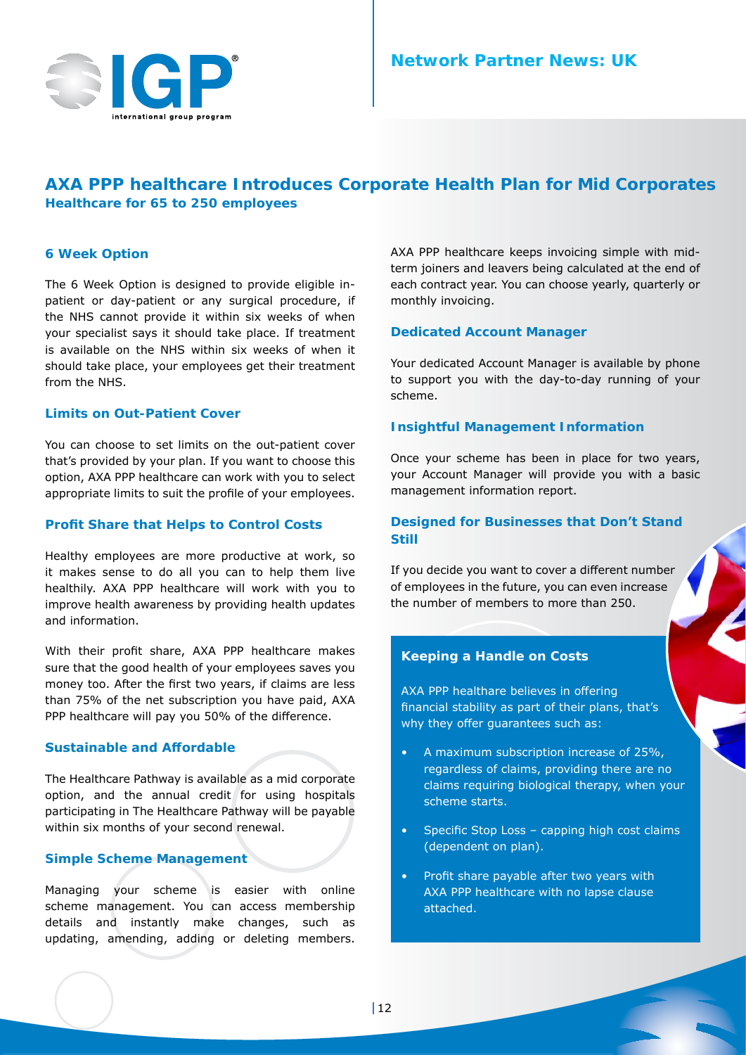**Network Partner News: UK**

# AXA PPP healthcare Introduces Corporate Health Plan for Mid Corporates

**Healthcare for 65 to 250 employees**

### 6 Week Option

The 6 Week Option is designed to provide eligible in-patient or day-patient or any surgical procedure, if the NHS cannot provide it within six weeks of when your specialist says it should take place. If treatment is available on the NHS within six weeks of when it should take place, your employees get their treatment from the NHS.

### Limits on Out-Patient Cover

You can choose to set limits on the out-patient cover that's provided by your plan. If you want to choose this option, AXA PPP healthcare can work with you to select appropriate limits to suit the profile of your employees.

### Profit Share that Helps to Control Costs

Healthy employees are more productive at work, so it makes sense to do all you can to help them live healthily. AXA PPP healthcare will work with you to improve health awareness by providing health updates and information.

With their profit share, AXA PPP healthcare makes sure that the good health of your employees saves you money too. After the first two years, if claims are less than 75% of the net subscription you have paid, AXA PPP healthcare will pay you 50% of the difference.

### Sustainable and Affordable

The Healthcare Pathway is available as a mid corporate option, and the annual credit for using hospitals participating in The Healthcare Pathway will be payable within six months of your second renewal.

### Simple Scheme Management

Managing your scheme is easier with online scheme management. You can access membership details and instantly make changes, such as updating, amending, adding or deleting members.

AXA PPP healthcare keeps invoicing simple with mid-term joiners and leavers being calculated at the end of each contract year. You can choose yearly, quarterly or monthly invoicing.

### Dedicated Account Manager

Your dedicated Account Manager is available by phone to support you with the day-to-day running of your scheme.

### Insightful Management Information

Once your scheme has been in place for two years, your Account Manager will provide you with a basic management information report.

### Designed for Businesses that Don't Stand Still

If you decide you want to cover a different number of employees in the future, you can even increase the number of members to more than 250.

### Keeping a Handle on Costs

AXA PPP healthare believes in offering financial stability as part of their plans, that's why they offer guarantees such as:

- A maximum subscription increase of 25%, regardless of claims, providing there are no claims requiring biological therapy, when your scheme starts.
- Specific Stop Loss – capping high cost claims (dependent on plan).
- Profit share payable after two years with AXA PPP healthcare with no lapse clause attached.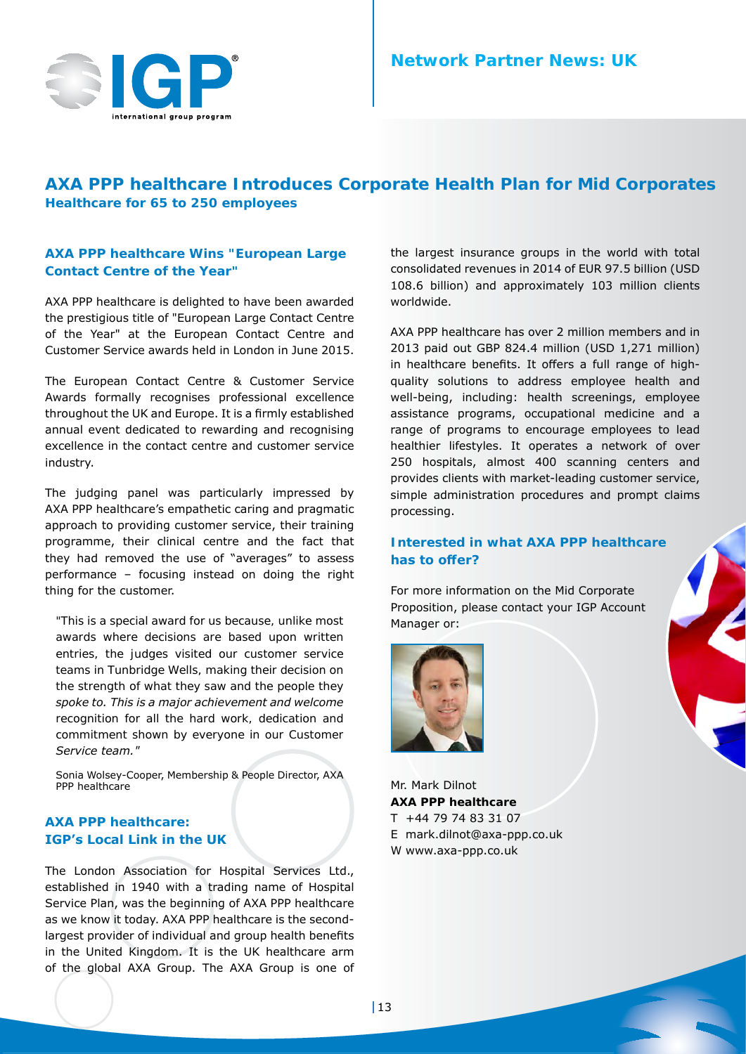Network Partner News: UK

# AXA PPP healthcare Introduces Corporate Health Plan for Mid Corporates

**Healthcare for 65 to 250 employees**

## AXA PPP healthcare Wins "European Large Contact Centre of the Year"

AXA PPP healthcare is delighted to have been awarded the prestigious title of "European Large Contact Centre of the Year" at the European Contact Centre and Customer Service awards held in London in June 2015.

The European Contact Centre & Customer Service Awards formally recognises professional excellence throughout the UK and Europe. It is a firmly established annual event dedicated to rewarding and recognising excellence in the contact centre and customer service industry.

The judging panel was particularly impressed by AXA PPP healthcare's empathetic caring and pragmatic approach to providing customer service, their training programme, their clinical centre and the fact that they had removed the use of "averages" to assess performance – focusing instead on doing the right thing for the customer.

> "This is a special award for us because, unlike most awards where decisions are based upon written entries, the judges visited our customer service teams in Tunbridge Wells, making their decision on the strength of what they saw and the people they *spoke to. This is a major achievement and welcome* recognition for all the hard work, dedication and commitment shown by everyone in our Customer *Service team."*
>
> Sonia Wolsey-Cooper, Membership & People Director, AXA PPP healthcare

## AXA PPP healthcare: IGP's Local Link in the UK

The London Association for Hospital Services Ltd., established in 1940 with a trading name of Hospital Service Plan, was the beginning of AXA PPP healthcare as we know it today. AXA PPP healthcare is the second-largest provider of individual and group health benefits in the United Kingdom. It is the UK healthcare arm of the global AXA Group. The AXA Group is one of the largest insurance groups in the world with total consolidated revenues in 2014 of EUR 97.5 billion (USD 108.6 billion) and approximately 103 million clients worldwide.

AXA PPP healthcare has over 2 million members and in 2013 paid out GBP 824.4 million (USD 1,271 million) in healthcare benefits. It offers a full range of high-quality solutions to address employee health and well-being, including: health screenings, employee assistance programs, occupational medicine and a range of programs to encourage employees to lead healthier lifestyles. It operates a network of over 250 hospitals, almost 400 scanning centers and provides clients with market-leading customer service, simple administration procedures and prompt claims processing.

## Interested in what AXA PPP healthcare has to offer?

For more information on the Mid Corporate Proposition, please contact your IGP Account Manager or:

Mr. Mark Dilnot
**AXA PPP healthcare**
T +44 79 74 83 31 07
E mark.dilnot@axa-ppp.co.uk
W www.axa-ppp.co.uk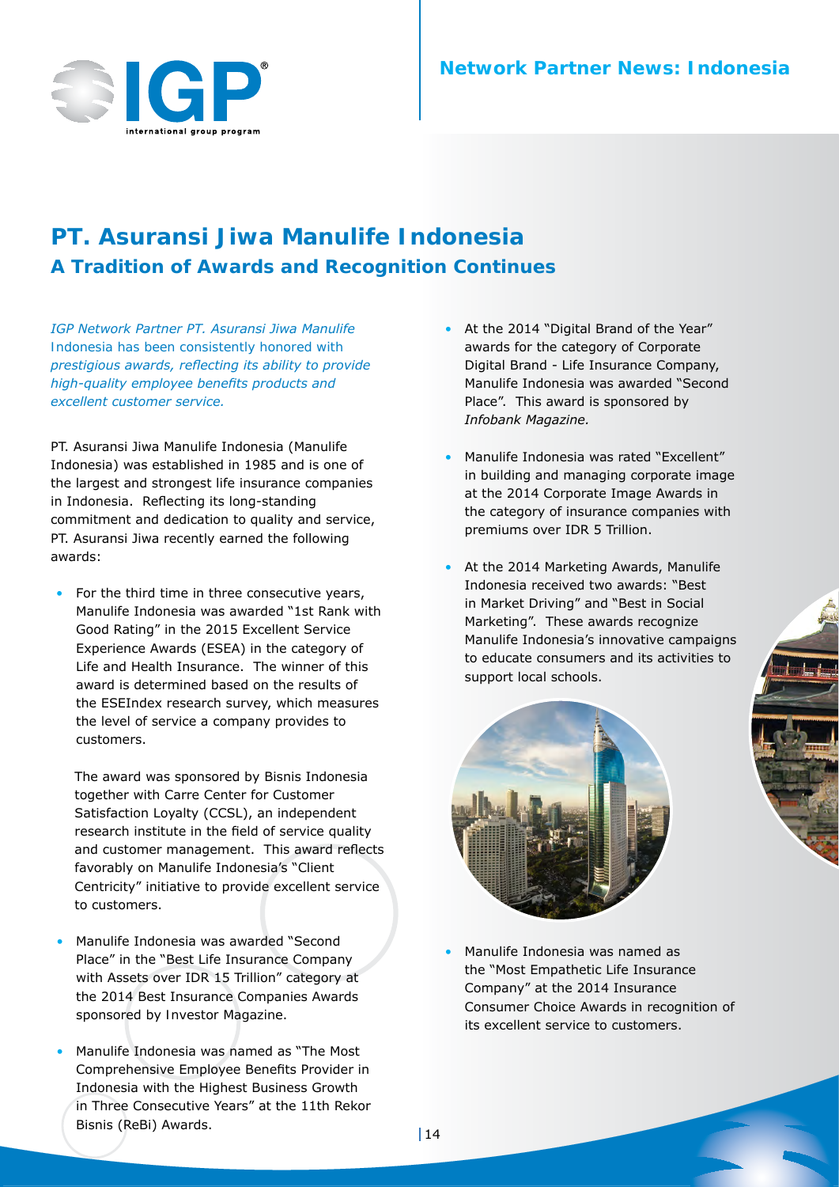## Network Partner News: Indonesia

# PT. Asuransi Jiwa Manulife Indonesia

## A Tradition of Awards and Recognition Continues

*IGP Network Partner PT. Asuransi Jiwa Manulife Indonesia has been consistently honored with prestigious awards, reflecting its ability to provide high-quality employee benefits products and excellent customer service.*

PT. Asuransi Jiwa Manulife Indonesia (Manulife Indonesia) was established in 1985 and is one of the largest and strongest life insurance companies in Indonesia. Reflecting its long-standing commitment and dedication to quality and service, PT. Asuransi Jiwa recently earned the following awards:

- For the third time in three consecutive years, Manulife Indonesia was awarded "1st Rank with Good Rating" in the 2015 Excellent Service Experience Awards (ESEA) in the category of Life and Health Insurance. The winner of this award is determined based on the results of the ESEIndex research survey, which measures the level of service a company provides to customers.

  The award was sponsored by Bisnis Indonesia together with Carre Center for Customer Satisfaction Loyalty (CCSL), an independent research institute in the field of service quality and customer management. This award reflects favorably on Manulife Indonesia's "Client Centricity" initiative to provide excellent service to customers.

- Manulife Indonesia was awarded "Second Place" in the "Best Life Insurance Company with Assets over IDR 15 Trillion" category at the 2014 Best Insurance Companies Awards sponsored by Investor Magazine.

- Manulife Indonesia was named as "The Most Comprehensive Employee Benefits Provider in Indonesia with the Highest Business Growth in Three Consecutive Years" at the 11th Rekor Bisnis (ReBi) Awards.

- At the 2014 "Digital Brand of the Year" awards for the category of Corporate Digital Brand - Life Insurance Company, Manulife Indonesia was awarded "Second Place". This award is sponsored by *Infobank Magazine.*

- Manulife Indonesia was rated "Excellent" in building and managing corporate image at the 2014 Corporate Image Awards in the category of insurance companies with premiums over IDR 5 Trillion.

- At the 2014 Marketing Awards, Manulife Indonesia received two awards: "Best in Market Driving" and "Best in Social Marketing". These awards recognize Manulife Indonesia's innovative campaigns to educate consumers and its activities to support local schools.

- Manulife Indonesia was named as the "Most Empathetic Life Insurance Company" at the 2014 Insurance Consumer Choice Awards in recognition of its excellent service to customers.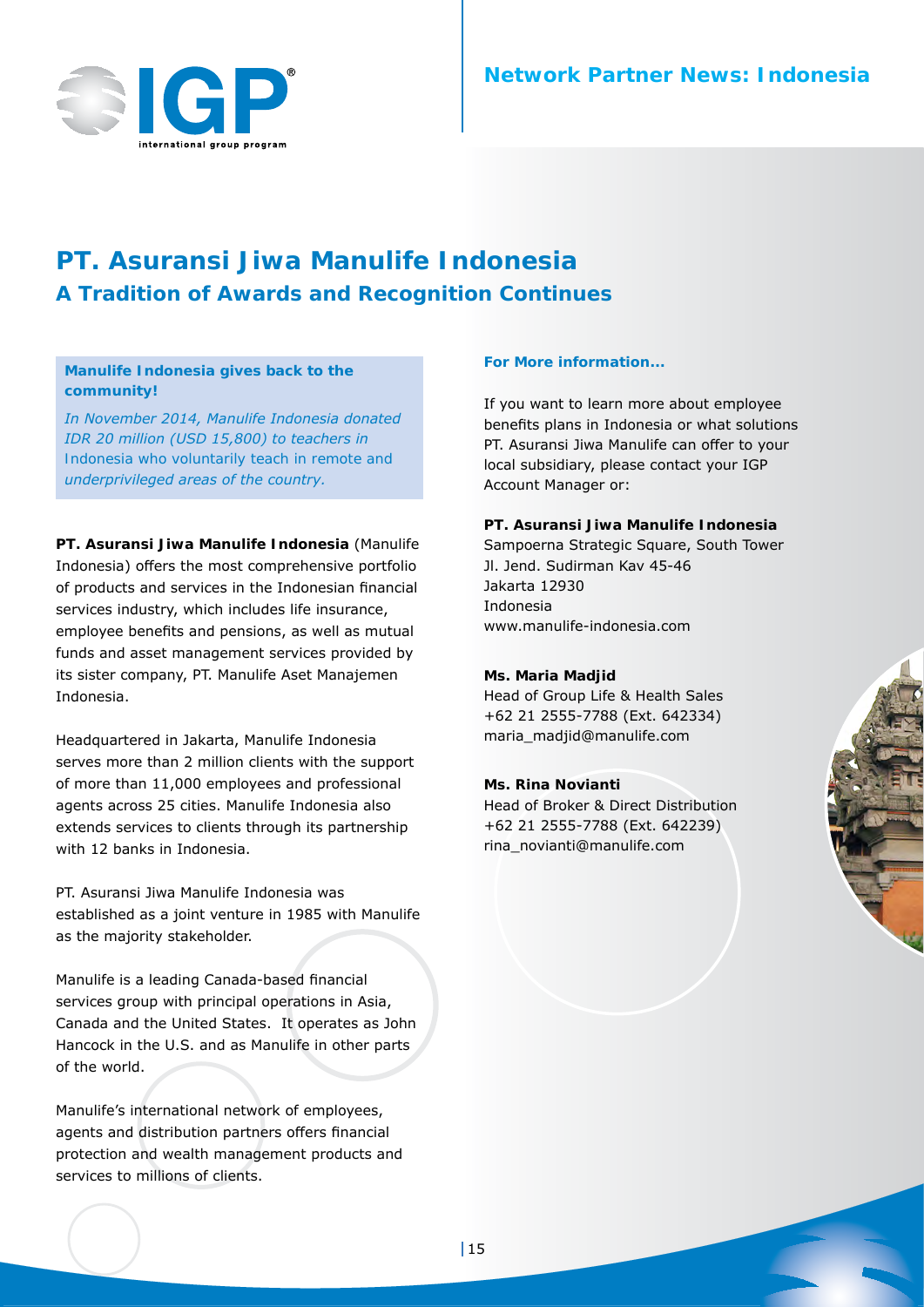# PT. Asuransi Jiwa Manulife Indonesia

## A Tradition of Awards and Recognition Continues

**Manulife Indonesia gives back to the community!**

*In November 2014, Manulife Indonesia donated IDR 20 million (USD 15,800) to teachers in Indonesia who voluntarily teach in remote and underprivileged areas of the country.*

**PT. Asuransi Jiwa Manulife Indonesia** (Manulife Indonesia) offers the most comprehensive portfolio of products and services in the Indonesian financial services industry, which includes life insurance, employee benefits and pensions, as well as mutual funds and asset management services provided by its sister company, PT. Manulife Aset Manajemen Indonesia.

Headquartered in Jakarta, Manulife Indonesia serves more than 2 million clients with the support of more than 11,000 employees and professional agents across 25 cities. Manulife Indonesia also extends services to clients through its partnership with 12 banks in Indonesia.

PT. Asuransi Jiwa Manulife Indonesia was established as a joint venture in 1985 with Manulife as the majority stakeholder.

Manulife is a leading Canada-based financial services group with principal operations in Asia, Canada and the United States. It operates as John Hancock in the U.S. and as Manulife in other parts of the world.

Manulife's international network of employees, agents and distribution partners offers financial protection and wealth management products and services to millions of clients.

**For More information...**

If you want to learn more about employee benefits plans in Indonesia or what solutions PT. Asuransi Jiwa Manulife can offer to your local subsidiary, please contact your IGP Account Manager or:

**PT. Asuransi Jiwa Manulife Indonesia**
Sampoerna Strategic Square, South Tower
Jl. Jend. Sudirman Kav 45-46
Jakarta 12930
Indonesia
www.manulife-indonesia.com

**Ms. Maria Madjid**
Head of Group Life & Health Sales
+62 21 2555-7788 (Ext. 642334)
maria_madjid@manulife.com

**Ms. Rina Novianti**
Head of Broker & Direct Distribution
+62 21 2555-7788 (Ext. 642239)
rina_novianti@manulife.com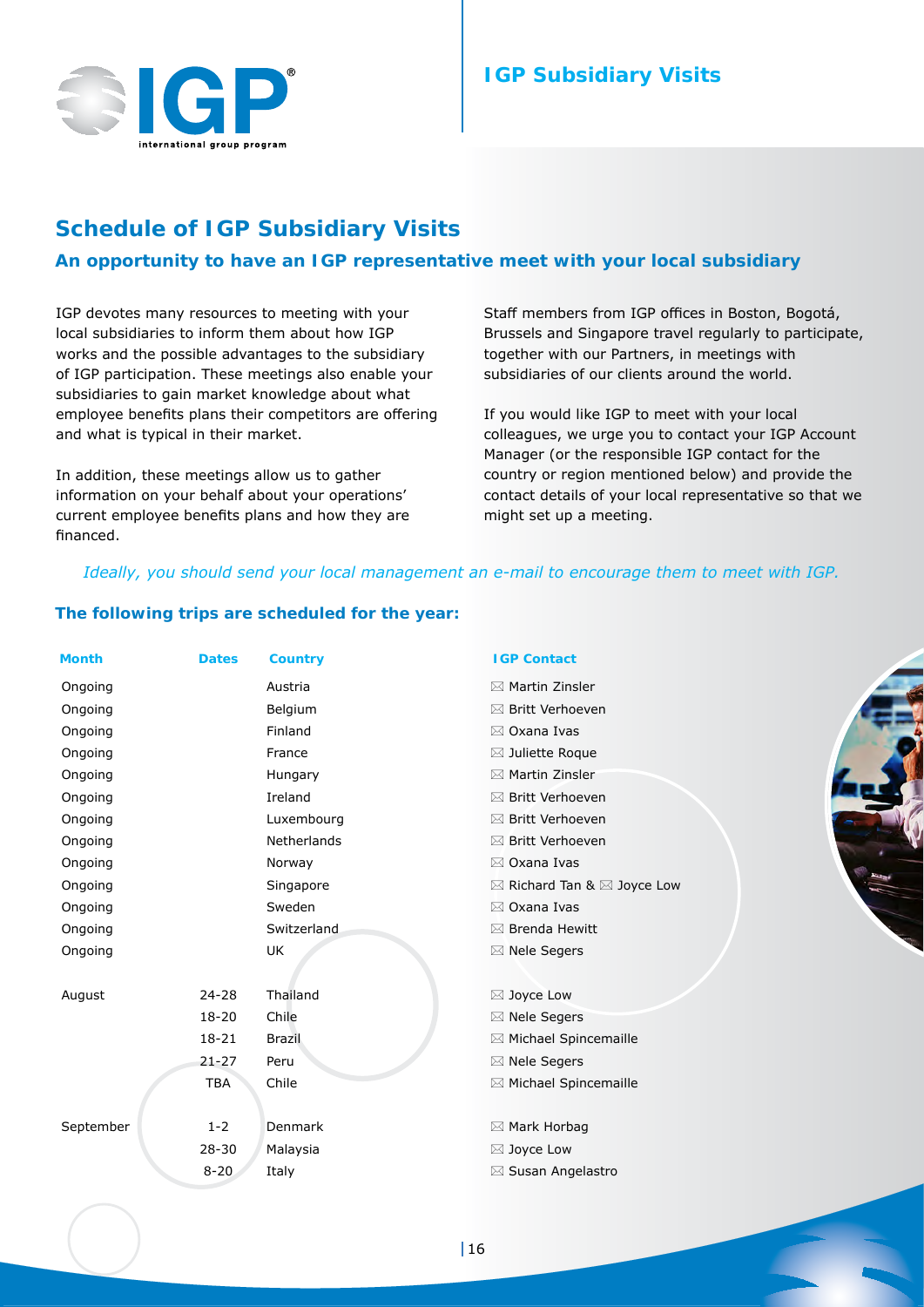## IGP Subsidiary Visits

# Schedule of IGP Subsidiary Visits

### An opportunity to have an IGP representative meet with your local subsidiary

IGP devotes many resources to meeting with your local subsidiaries to inform them about how IGP works and the possible advantages to the subsidiary of IGP participation. These meetings also enable your subsidiaries to gain market knowledge about what employee benefits plans their competitors are offering and what is typical in their market.

In addition, these meetings allow us to gather information on your behalf about your operations' current employee benefits plans and how they are financed.

Staff members from IGP offices in Boston, Bogotá, Brussels and Singapore travel regularly to participate, together with our Partners, in meetings with subsidiaries of our clients around the world.

If you would like IGP to meet with your local colleagues, we urge you to contact your IGP Account Manager (or the responsible IGP contact for the country or region mentioned below) and provide the contact details of your local representative so that we might set up a meeting.

*Ideally, you should send your local management an e-mail to encourage them to meet with IGP.*

### The following trips are scheduled for the year:

| Month | Dates | Country | IGP Contact |
|---|---|---|---|
| Ongoing | | Austria | Martin Zinsler |
| Ongoing | | Belgium | Britt Verhoeven |
| Ongoing | | Finland | Oxana Ivas |
| Ongoing | | France | Juliette Roque |
| Ongoing | | Hungary | Martin Zinsler |
| Ongoing | | Ireland | Britt Verhoeven |
| Ongoing | | Luxembourg | Britt Verhoeven |
| Ongoing | | Netherlands | Britt Verhoeven |
| Ongoing | | Norway | Oxana Ivas |
| Ongoing | | Singapore | Richard Tan & Joyce Low |
| Ongoing | | Sweden | Oxana Ivas |
| Ongoing | | Switzerland | Brenda Hewitt |
| Ongoing | | UK | Nele Segers |
| August | 24-28 | Thailand | Joyce Low |
| | 18-20 | Chile | Nele Segers |
| | 18-21 | Brazil | Michael Spincemaille |
| | 21-27 | Peru | Nele Segers |
| | TBA | Chile | Michael Spincemaille |
| September | 1-2 | Denmark | Mark Horbag |
| | 28-30 | Malaysia | Joyce Low |
| | 8-20 | Italy | Susan Angelastro |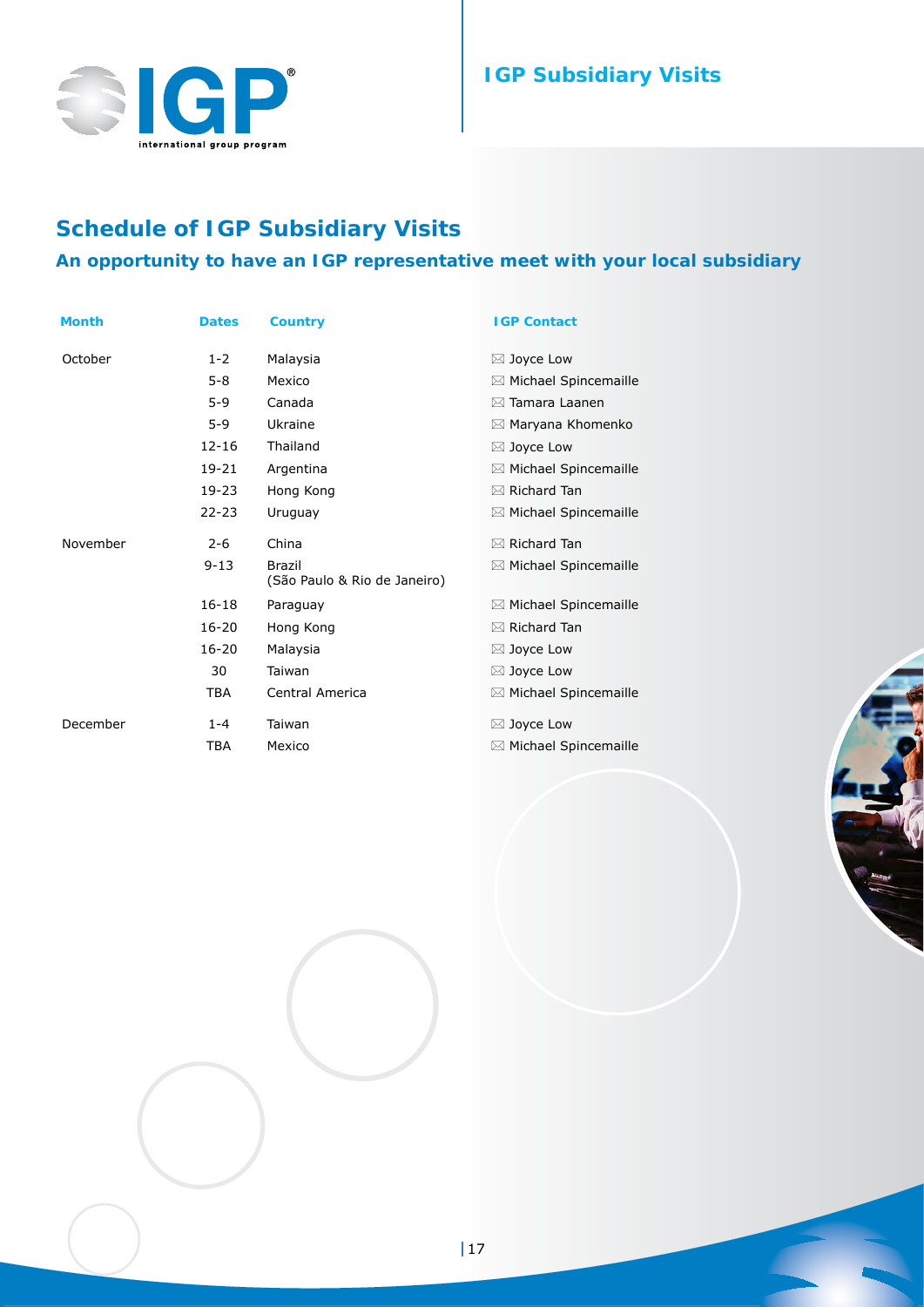# Schedule of IGP Subsidiary Visits

## An opportunity to have an IGP representative meet with your local subsidiary

| Month | Dates | Country | IGP Contact |
|---|---|---|---|
| October | 1-2 | Malaysia | Joyce Low |
| | 5-8 | Mexico | Michael Spincemaille |
| | 5-9 | Canada | Tamara Laanen |
| | 5-9 | Ukraine | Maryana Khomenko |
| | 12-16 | Thailand | Joyce Low |
| | 19-21 | Argentina | Michael Spincemaille |
| | 19-23 | Hong Kong | Richard Tan |
| | 22-23 | Uruguay | Michael Spincemaille |
| November | 2-6 | China | Richard Tan |
| | 9-13 | Brazil (São Paulo & Rio de Janeiro) | Michael Spincemaille |
| | 16-18 | Paraguay | Michael Spincemaille |
| | 16-20 | Hong Kong | Richard Tan |
| | 16-20 | Malaysia | Joyce Low |
| | 30 | Taiwan | Joyce Low |
| | TBA | Central America | Michael Spincemaille |
| December | 1-4 | Taiwan | Joyce Low |
| | TBA | Mexico | Michael Spincemaille |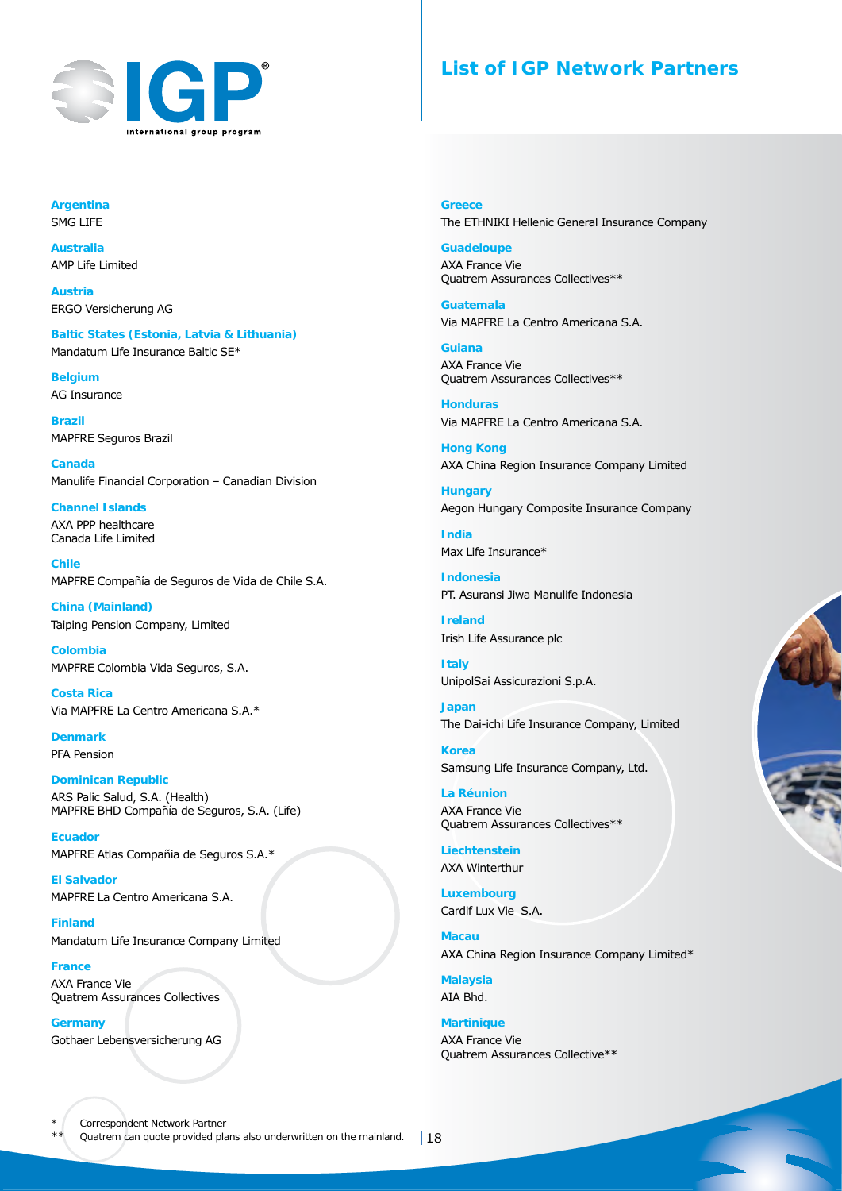# List of IGP Network Partners

**Argentina**
SMG LIFE

**Australia**
AMP Life Limited

**Austria**
ERGO Versicherung AG

**Baltic States (Estonia, Latvia & Lithuania)**
Mandatum Life Insurance Baltic SE*

**Belgium**
AG Insurance

**Brazil**
MAPFRE Seguros Brazil

**Canada**
Manulife Financial Corporation – Canadian Division

**Channel Islands**
AXA PPP healthcare
Canada Life Limited

**Chile**
MAPFRE Compañía de Seguros de Vida de Chile S.A.

**China (Mainland)**
Taiping Pension Company, Limited

**Colombia**
MAPFRE Colombia Vida Seguros, S.A.

**Costa Rica**
Via MAPFRE La Centro Americana S.A.*

**Denmark**
PFA Pension

**Dominican Republic**
ARS Palic Salud, S.A. (Health)
MAPFRE BHD Compañía de Seguros, S.A. (Life)

**Ecuador**
MAPFRE Atlas Compañia de Seguros S.A.*

**El Salvador**
MAPFRE La Centro Americana S.A.

**Finland**
Mandatum Life Insurance Company Limited

**France**
AXA France Vie
Quatrem Assurances Collectives

**Germany**
Gothaer Lebensversicherung AG

**Greece**
The ETHNIKI Hellenic General Insurance Company

**Guadeloupe**
AXA France Vie
Quatrem Assurances Collectives**

**Guatemala**
Via MAPFRE La Centro Americana S.A.

**Guiana**
AXA France Vie
Quatrem Assurances Collectives**

**Honduras**
Via MAPFRE La Centro Americana S.A.

**Hong Kong**
AXA China Region Insurance Company Limited

**Hungary**
Aegon Hungary Composite Insurance Company

**India**
Max Life Insurance*

**Indonesia**
PT. Asuransi Jiwa Manulife Indonesia

**Ireland**
Irish Life Assurance plc

**Italy**
UnipolSai Assicurazioni S.p.A.

**Japan**
The Dai-ichi Life Insurance Company, Limited

**Korea**
Samsung Life Insurance Company, Ltd.

**La Réunion**
AXA France Vie
Quatrem Assurances Collectives**

**Liechtenstein**
AXA Winterthur

**Luxembourg**
Cardif Lux Vie S.A.

**Macau**
AXA China Region Insurance Company Limited*

**Malaysia**
AIA Bhd.

**Martinique**
AXA France Vie
Quatrem Assurances Collective**

\* Correspondent Network Partner
\** Quatrem can quote provided plans also underwritten on the mainland.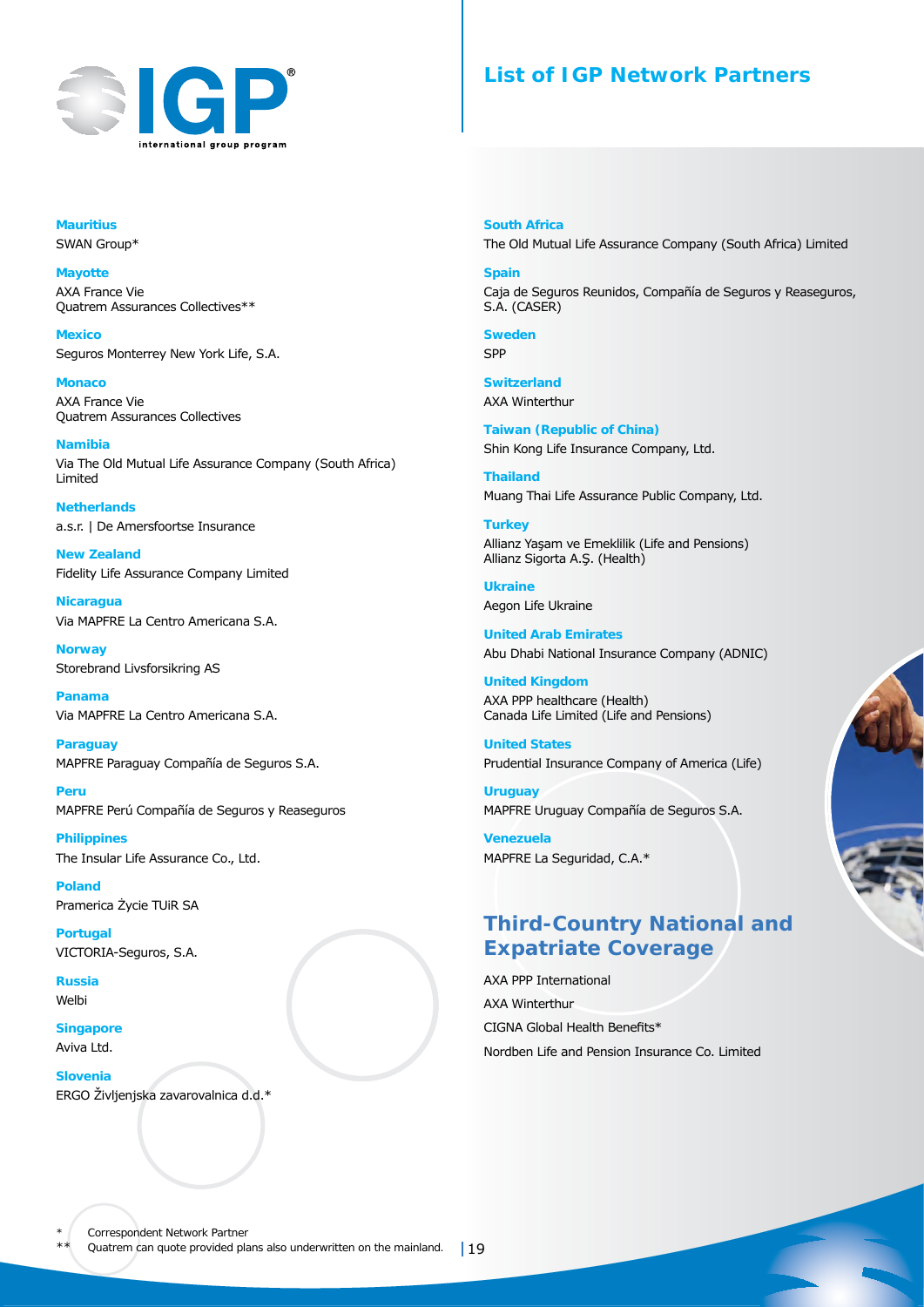## List of IGP Network Partners

**Mauritius**
SWAN Group*

**Mayotte**
AXA France Vie
Quatrem Assurances Collectives**

**Mexico**
Seguros Monterrey New York Life, S.A.

**Monaco**
AXA France Vie
Quatrem Assurances Collectives

**Namibia**
Via The Old Mutual Life Assurance Company (South Africa) Limited

**Netherlands**
a.s.r. | De Amersfoortse Insurance

**New Zealand**
Fidelity Life Assurance Company Limited

**Nicaragua**
Via MAPFRE La Centro Americana S.A.

**Norway**
Storebrand Livsforsikring AS

**Panama**
Via MAPFRE La Centro Americana S.A.

**Paraguay**
MAPFRE Paraguay Compañía de Seguros S.A.

**Peru**
MAPFRE Perú Compañía de Seguros y Reaseguros

**Philippines**
The Insular Life Assurance Co., Ltd.

**Poland**
Pramerica Życie TUiR SA

**Portugal**
VICTORIA-Seguros, S.A.

**Russia**
Welbi

**Singapore**
Aviva Ltd.

**Slovenia**
ERGO Življenjska zavarovalnica d.d.*

**South Africa**
The Old Mutual Life Assurance Company (South Africa) Limited

**Spain**
Caja de Seguros Reunidos, Compañía de Seguros y Reaseguros, S.A. (CASER)

**Sweden**
SPP

**Switzerland**
AXA Winterthur

**Taiwan (Republic of China)**
Shin Kong Life Insurance Company, Ltd.

**Thailand**
Muang Thai Life Assurance Public Company, Ltd.

**Turkey**
Allianz Yaşam ve Emeklilik (Life and Pensions)
Allianz Sigorta A.Ş. (Health)

**Ukraine**
Aegon Life Ukraine

**United Arab Emirates**
Abu Dhabi National Insurance Company (ADNIC)

**United Kingdom**
AXA PPP healthcare (Health)
Canada Life Limited (Life and Pensions)

**United States**
Prudential Insurance Company of America (Life)

**Uruguay**
MAPFRE Uruguay Compañía de Seguros S.A.

**Venezuela**
MAPFRE La Seguridad, C.A.*

## Third-Country National and Expatriate Coverage

AXA PPP International

AXA Winterthur

CIGNA Global Health Benefits*

Nordben Life and Pension Insurance Co. Limited

\* Correspondent Network Partner
\*\* Quatrem can quote provided plans also underwritten on the mainland.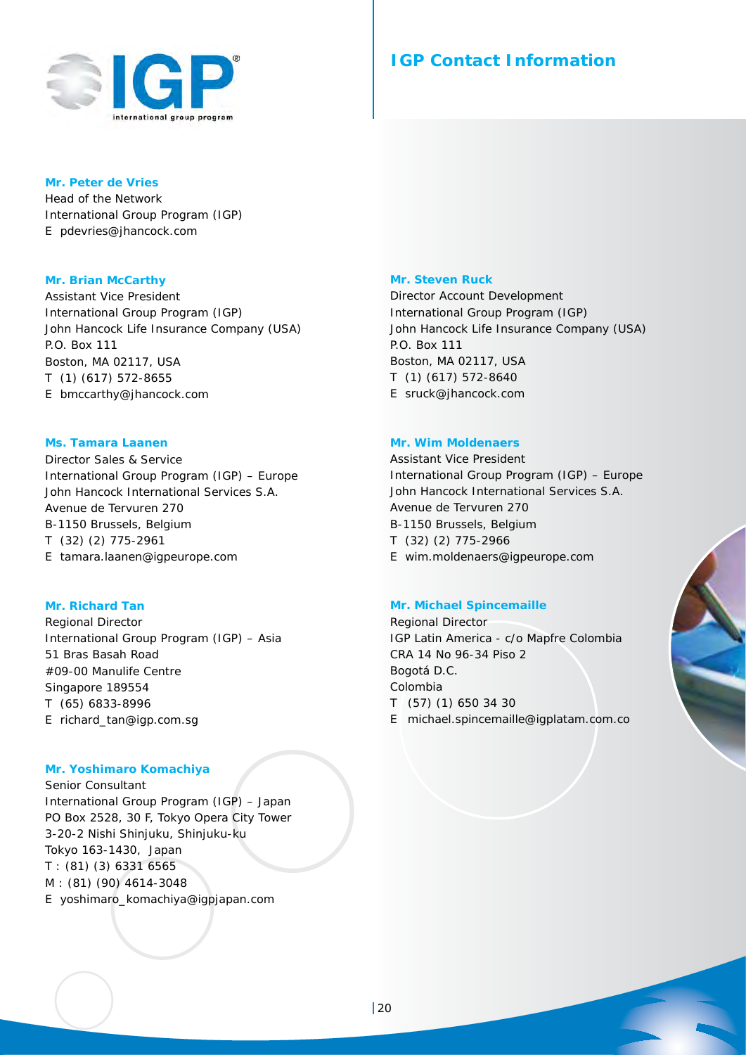# IGP Contact Information

**Mr. Peter de Vries**
Head of the Network
International Group Program (IGP)
E pdevries@jhancock.com

**Mr. Brian McCarthy**
Assistant Vice President
International Group Program (IGP)
John Hancock Life Insurance Company (USA)
P.O. Box 111
Boston, MA 02117, USA
T (1) (617) 572-8655
E bmccarthy@jhancock.com

**Ms. Tamara Laanen**
Director Sales & Service
International Group Program (IGP) – Europe
John Hancock International Services S.A.
Avenue de Tervuren 270
B-1150 Brussels, Belgium
T (32) (2) 775-2961
E tamara.laanen@igpeurope.com

**Mr. Richard Tan**
Regional Director
International Group Program (IGP) – Asia
51 Bras Basah Road
#09-00 Manulife Centre
Singapore 189554
T (65) 6833-8996
E richard_tan@igp.com.sg

**Mr. Yoshimaro Komachiya**
Senior Consultant
International Group Program (IGP) – Japan
PO Box 2528, 30 F, Tokyo Opera City Tower
3-20-2 Nishi Shinjuku, Shinjuku-ku
Tokyo 163-1430, Japan
T : (81) (3) 6331 6565
M : (81) (90) 4614-3048
E yoshimaro_komachiya@igpjapan.com

**Mr. Steven Ruck**
Director Account Development
International Group Program (IGP)
John Hancock Life Insurance Company (USA)
P.O. Box 111
Boston, MA 02117, USA
T (1) (617) 572-8640
E sruck@jhancock.com

**Mr. Wim Moldenaers**
Assistant Vice President
International Group Program (IGP) – Europe
John Hancock International Services S.A.
Avenue de Tervuren 270
B-1150 Brussels, Belgium
T (32) (2) 775-2966
E wim.moldenaers@igpeurope.com

**Mr. Michael Spincemaille**
Regional Director
IGP Latin America - c/o Mapfre Colombia
CRA 14 No 96-34 Piso 2
Bogotá D.C.
Colombia
T (57) (1) 650 34 30
E michael.spincemaille@igplatam.com.co